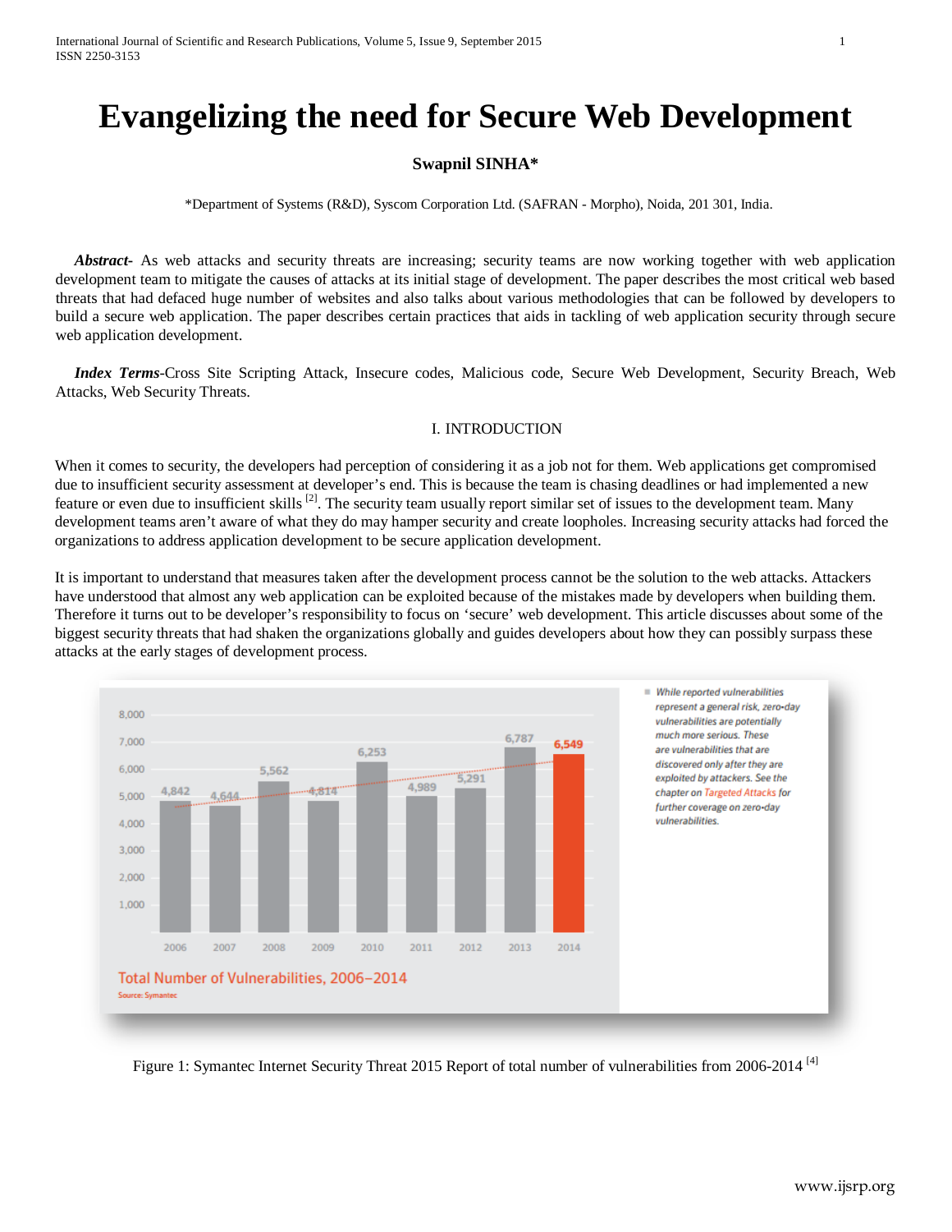# Evangelizing the need for Secure Web Development

**Swapnil SINHA***

*Department of Systems (R&D), Syscom Corporation Ltd. (SAFRAN - Morpho), Noida, 201 301, India.

***Abstract-*** As web attacks and security threats are increasing; security teams are now working together with web application development team to mitigate the causes of attacks at its initial stage of development. The paper describes the most critical web based threats that had defaced huge number of websites and also talks about various methodologies that can be followed by developers to build a secure web application. The paper describes certain practices that aids in tackling of web application security through secure web application development.

***Index Terms***-Cross Site Scripting Attack, Insecure codes, Malicious code, Secure Web Development, Security Breach, Web Attacks, Web Security Threats.

## I. INTRODUCTION

When it comes to security, the developers had perception of considering it as a job not for them. Web applications get compromised due to insufficient security assessment at developer's end. This is because the team is chasing deadlines or had implemented a new feature or even due to insufficient skills [2]. The security team usually report similar set of issues to the development team. Many development teams aren't aware of what they do may hamper security and create loopholes. Increasing security attacks had forced the organizations to address application development to be secure application development.

It is important to understand that measures taken after the development process cannot be the solution to the web attacks. Attackers have understood that almost any web application can be exploited because of the mistakes made by developers when building them. Therefore it turns out to be developer's responsibility to focus on 'secure' web development. This article discusses about some of the biggest security threats that had shaken the organizations globally and guides developers about how they can possibly surpass these attacks at the early stages of development process.

| Year | 2006 | 2007 | 2008 | 2009 | 2010 | 2011 | 2012 | 2013 | 2014 |
|---|---|---|---|---|---|---|---|---|---|
| Vulnerabilities | 4,842 | 4,644 | 5,562 | 4,814 | 6,253 | 4,989 | 5,291 | 6,787 | 6,549 |

Total Number of Vulnerabilities, 2006–2014

Source: Symantec

While reported vulnerabilities represent a general risk, zero-day vulnerabilities are potentially much more serious. These are vulnerabilities that are discovered only after they are exploited by attackers. See the chapter on Targeted Attacks for further coverage on zero-day vulnerabilities.

Figure 1: Symantec Internet Security Threat 2015 Report of total number of vulnerabilities from 2006-2014 [4]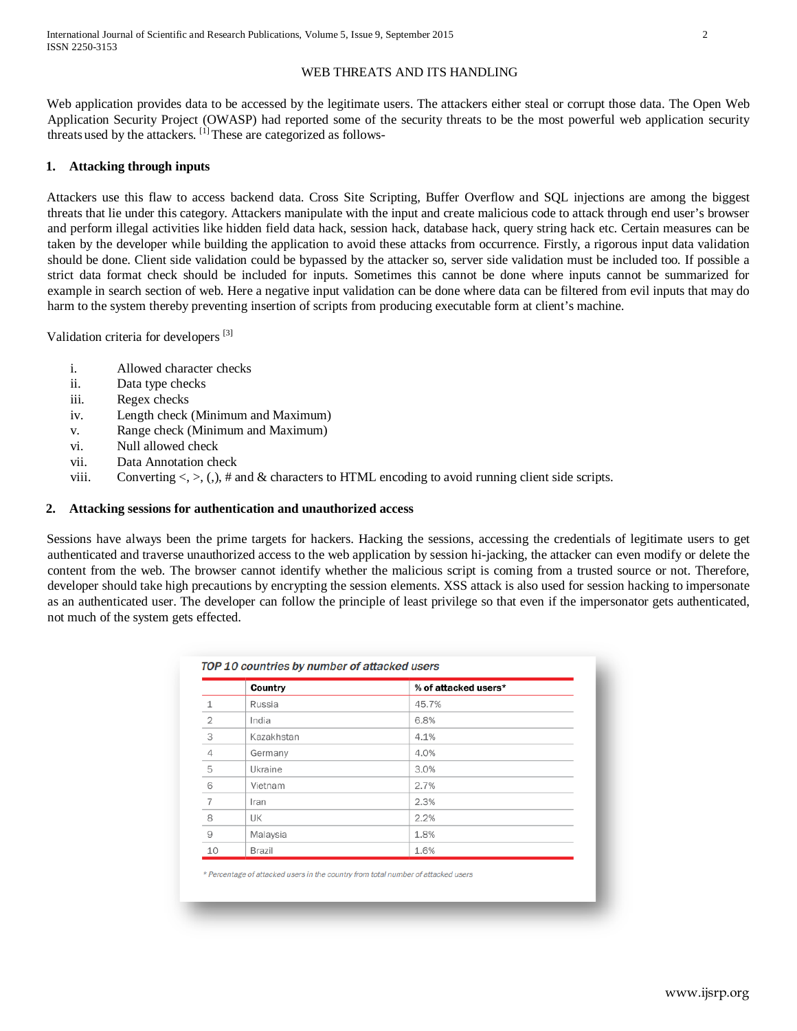## WEB THREATS AND ITS HANDLING

Web application provides data to be accessed by the legitimate users. The attackers either steal or corrupt those data. The Open Web Application Security Project (OWASP) had reported some of the security threats to be the most powerful web application security threats used by the attackers. [1] These are categorized as follows-

### 1. Attacking through inputs

Attackers use this flaw to access backend data. Cross Site Scripting, Buffer Overflow and SQL injections are among the biggest threats that lie under this category. Attackers manipulate with the input and create malicious code to attack through end user's browser and perform illegal activities like hidden field data hack, session hack, database hack, query string hack etc. Certain measures can be taken by the developer while building the application to avoid these attacks from occurrence. Firstly, a rigorous input data validation should be done. Client side validation could be bypassed by the attacker so, server side validation must be included too. If possible a strict data format check should be included for inputs. Sometimes this cannot be done where inputs cannot be summarized for example in search section of web. Here a negative input validation can be done where data can be filtered from evil inputs that may do harm to the system thereby preventing insertion of scripts from producing executable form at client's machine.

Validation criteria for developers [3]

i. Allowed character checks
ii. Data type checks
iii. Regex checks
iv. Length check (Minimum and Maximum)
v. Range check (Minimum and Maximum)
vi. Null allowed check
vii. Data Annotation check
viii. Converting <, >, (,), # and & characters to HTML encoding to avoid running client side scripts.

### 2. Attacking sessions for authentication and unauthorized access

Sessions have always been the prime targets for hackers. Hacking the sessions, accessing the credentials of legitimate users to get authenticated and traverse unauthorized access to the web application by session hi-jacking, the attacker can even modify or delete the content from the web. The browser cannot identify whether the malicious script is coming from a trusted source or not. Therefore, developer should take high precautions by encrypting the session elements. XSS attack is also used for session hacking to impersonate as an authenticated user. The developer can follow the principle of least privilege so that even if the impersonator gets authenticated, not much of the system gets effected.

*TOP 10 countries by number of attacked users*

| | Country | % of attacked users* |
|---|---|---|
| 1 | Russia | 45.7% |
| 2 | India | 6.8% |
| 3 | Kazakhstan | 4.1% |
| 4 | Germany | 4.0% |
| 5 | Ukraine | 3.0% |
| 6 | Vietnam | 2.7% |
| 7 | Iran | 2.3% |
| 8 | UK | 2.2% |
| 9 | Malaysia | 1.8% |
| 10 | Brazil | 1.6% |

*\* Percentage of attacked users in the country from total number of attacked users*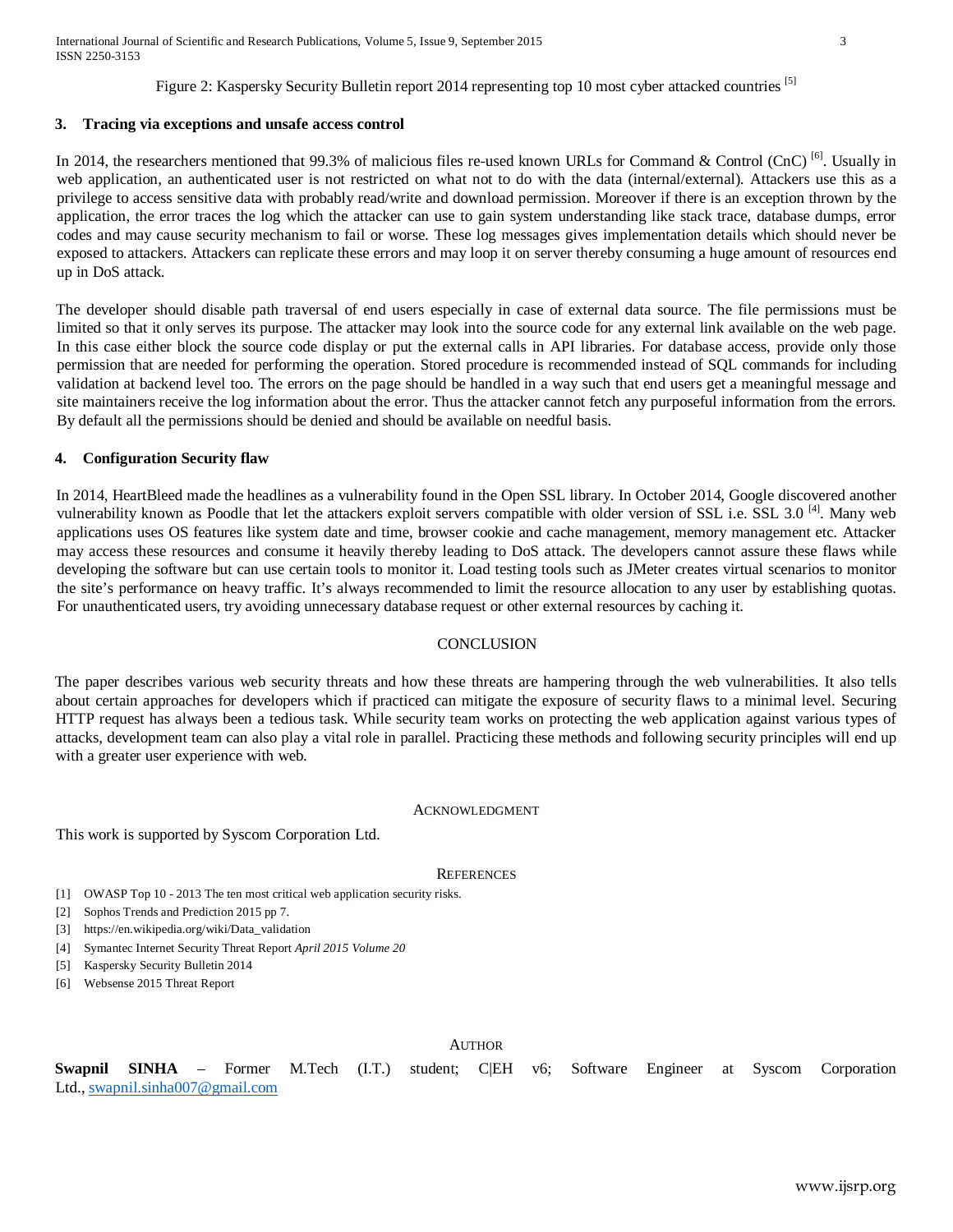Figure 2: Kaspersky Security Bulletin report 2014 representing top 10 most cyber attacked countries [5]

### 3. Tracing via exceptions and unsafe access control

In 2014, the researchers mentioned that 99.3% of malicious files re-used known URLs for Command & Control (CnC) [6]. Usually in web application, an authenticated user is not restricted on what not to do with the data (internal/external). Attackers use this as a privilege to access sensitive data with probably read/write and download permission. Moreover if there is an exception thrown by the application, the error traces the log which the attacker can use to gain system understanding like stack trace, database dumps, error codes and may cause security mechanism to fail or worse. These log messages gives implementation details which should never be exposed to attackers. Attackers can replicate these errors and may loop it on server thereby consuming a huge amount of resources end up in DoS attack.

The developer should disable path traversal of end users especially in case of external data source. The file permissions must be limited so that it only serves its purpose. The attacker may look into the source code for any external link available on the web page. In this case either block the source code display or put the external calls in API libraries. For database access, provide only those permission that are needed for performing the operation. Stored procedure is recommended instead of SQL commands for including validation at backend level too. The errors on the page should be handled in a way such that end users get a meaningful message and site maintainers receive the log information about the error. Thus the attacker cannot fetch any purposeful information from the errors. By default all the permissions should be denied and should be available on needful basis.

### 4. Configuration Security flaw

In 2014, HeartBleed made the headlines as a vulnerability found in the Open SSL library. In October 2014, Google discovered another vulnerability known as Poodle that let the attackers exploit servers compatible with older version of SSL i.e. SSL 3.0 [4]. Many web applications uses OS features like system date and time, browser cookie and cache management, memory management etc. Attacker may access these resources and consume it heavily thereby leading to DoS attack. The developers cannot assure these flaws while developing the software but can use certain tools to monitor it. Load testing tools such as JMeter creates virtual scenarios to monitor the site's performance on heavy traffic. It's always recommended to limit the resource allocation to any user by establishing quotas. For unauthenticated users, try avoiding unnecessary database request or other external resources by caching it.

## CONCLUSION

The paper describes various web security threats and how these threats are hampering through the web vulnerabilities. It also tells about certain approaches for developers which if practiced can mitigate the exposure of security flaws to a minimal level. Securing HTTP request has always been a tedious task. While security team works on protecting the web application against various types of attacks, development team can also play a vital role in parallel. Practicing these methods and following security principles will end up with a greater user experience with web.

## ACKNOWLEDGMENT

This work is supported by Syscom Corporation Ltd.

## REFERENCES

[1] OWASP Top 10 - 2013 The ten most critical web application security risks.

[2] Sophos Trends and Prediction 2015 pp 7.

[3] https://en.wikipedia.org/wiki/Data_validation

[4] Symantec Internet Security Threat Report *April 2015 Volume 20*

[5] Kaspersky Security Bulletin 2014

[6] Websense 2015 Threat Report

## AUTHOR

**Swapnil SINHA** – Former M.Tech (I.T.) student; C|EH v6; Software Engineer at Syscom Corporation Ltd., swapnil.sinha007@gmail.com